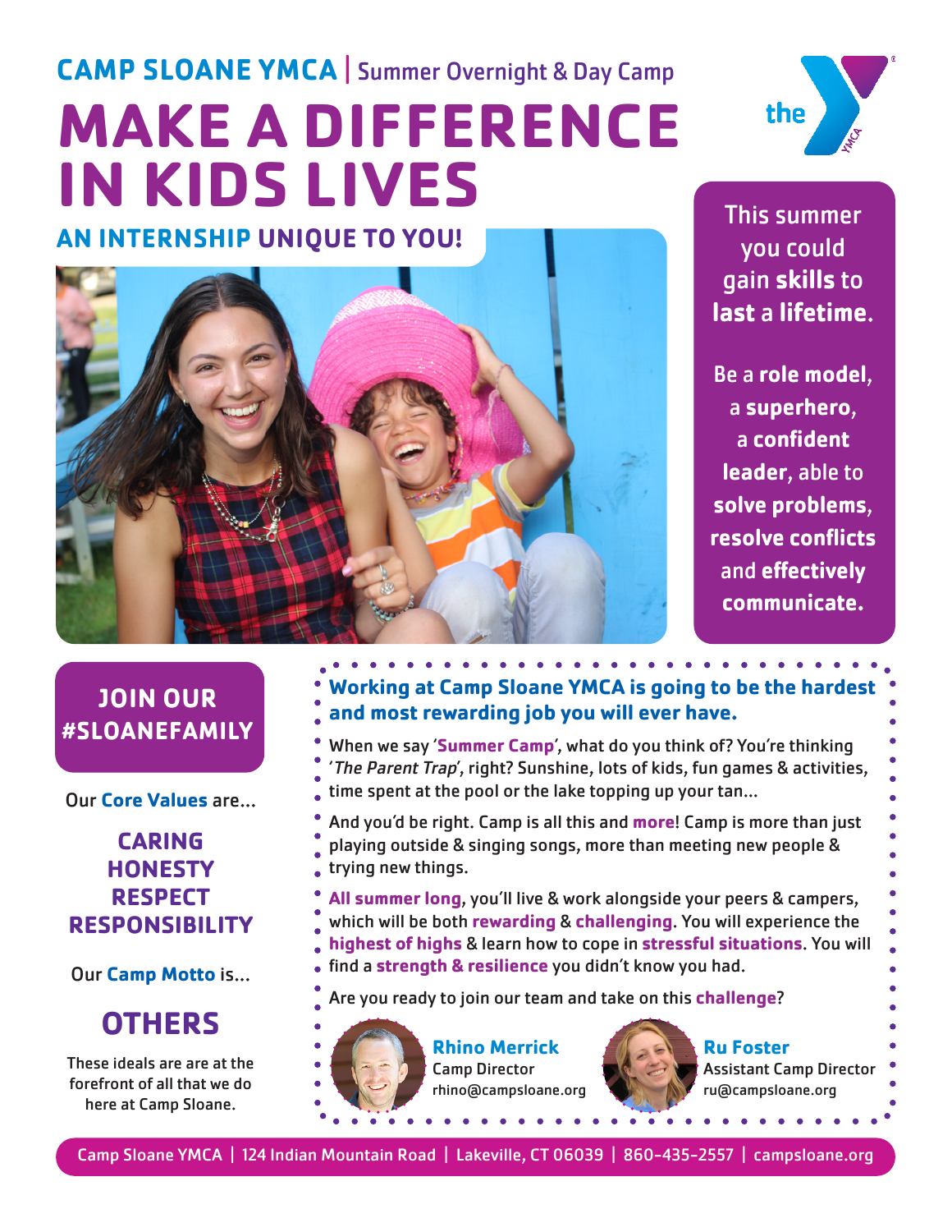**CAMP SLOANE YMCA** | Summer Overnight & Day Camp

# MAKE A DIFFERENCE IN KIDS LIVES

## AN INTERNSHIP UNIQUE TO YOU!

This summer you could gain **skills** to **last** a **lifetime**.

Be a **role model**, a **superhero**, a **confident leader**, able to **solve problems**, **resolve conflicts** and **effectively communicate.**

## JOIN OUR #SLOANEFAMILY

Our **Core Values** are...

**CARING**
**HONESTY**
**RESPECT**
**RESPONSIBILITY**

Our **Camp Motto** is...

**OTHERS**

These ideals are are at the forefront of all that we do here at Camp Sloane.

### Working at Camp Sloane YMCA is going to be the hardest and most rewarding job you will ever have.

When we say '**Summer Camp**', what do you think of? You're thinking '*The Parent Trap*', right? Sunshine, lots of kids, fun games & activities, time spent at the pool or the lake topping up your tan...

And you'd be right. Camp is all this and **more**! Camp is more than just playing outside & singing songs, more than meeting new people & trying new things.

**All summer long**, you'll live & work alongside your peers & campers, which will be both **rewarding** & **challenging**. You will experience the **highest of highs** & learn how to cope in **stressful situations**. You will find a **strength & resilience** you didn't know you had.

Are you ready to join our team and take on this **challenge**?

**Rhino Merrick**
Camp Director
rhino@campsloane.org

**Ru Foster**
Assistant Camp Director
ru@campsloane.org

Camp Sloane YMCA | 124 Indian Mountain Road | Lakeville, CT 06039 | 860-435-2557 | campsloane.org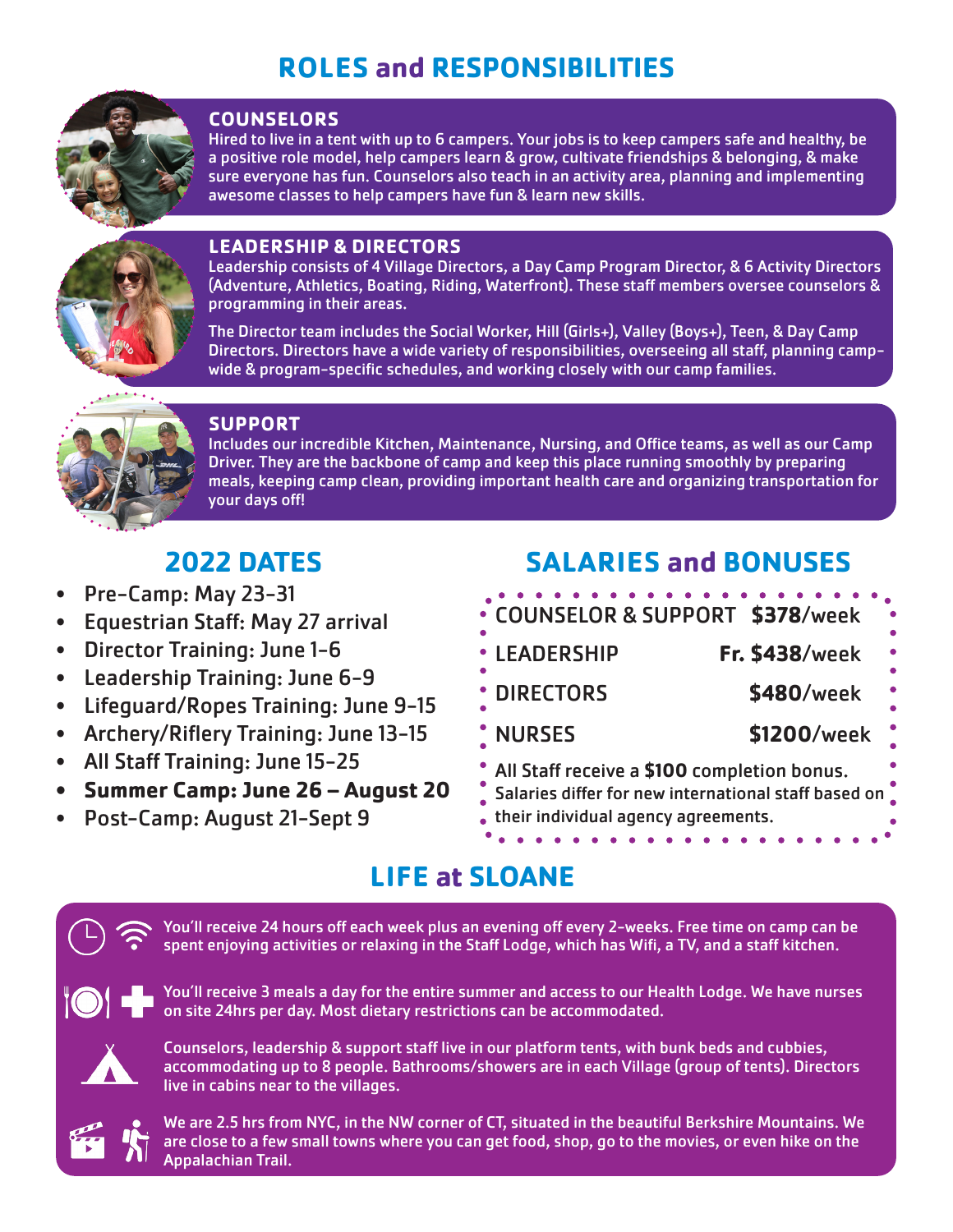# ROLES and RESPONSIBILITIES

### COUNSELORS

Hired to live in a tent with up to 6 campers. Your jobs is to keep campers safe and healthy, be a positive role model, help campers learn & grow, cultivate friendships & belonging, & make sure everyone has fun. Counselors also teach in an activity area, planning and implementing awesome classes to help campers have fun & learn new skills.

### LEADERSHIP & DIRECTORS

Leadership consists of 4 Village Directors, a Day Camp Program Director, & 6 Activity Directors (Adventure, Athletics, Boating, Riding, Waterfront). These staff members oversee counselors & programming in their areas.

The Director team includes the Social Worker, Hill (Girls+), Valley (Boys+), Teen, & Day Camp Directors. Directors have a wide variety of responsibilities, overseeing all staff, planning camp-wide & program-specific schedules, and working closely with our camp families.

### SUPPORT

Includes our incredible Kitchen, Maintenance, Nursing, and Office teams, as well as our Camp Driver. They are the backbone of camp and keep this place running smoothly by preparing meals, keeping camp clean, providing important health care and organizing transportation for your days off!

## 2022 DATES

- Pre-Camp: May 23-31
- Equestrian Staff: May 27 arrival
- Director Training: June 1-6
- Leadership Training: June 6-9
- Lifeguard/Ropes Training: June 9-15
- Archery/Riflery Training: June 13-15
- All Staff Training: June 15-25
- **Summer Camp: June 26 – August 20**
- Post-Camp: August 21-Sept 9

## SALARIES and BONUSES

| | |
|---|---|
| COUNSELOR & SUPPORT | **$378**/week |
| LEADERSHIP | **Fr. $438**/week |
| DIRECTORS | **$480**/week |
| NURSES | **$1200**/week |

All Staff receive a **$100** completion bonus.
Salaries differ for new international staff based on their individual agency agreements.

## LIFE at SLOANE

You'll receive 24 hours off each week plus an evening off every 2-weeks. Free time on camp can be spent enjoying activities or relaxing in the Staff Lodge, which has Wifi, a TV, and a staff kitchen.

You'll receive 3 meals a day for the entire summer and access to our Health Lodge. We have nurses on site 24hrs per day. Most dietary restrictions can be accommodated.

Counselors, leadership & support staff live in our platform tents, with bunk beds and cubbies, accommodating up to 8 people. Bathrooms/showers are in each Village (group of tents). Directors live in cabins near to the villages.

We are 2.5 hrs from NYC, in the NW corner of CT, situated in the beautiful Berkshire Mountains. We are close to a few small towns where you can get food, shop, go to the movies, or even hike on the Appalachian Trail.